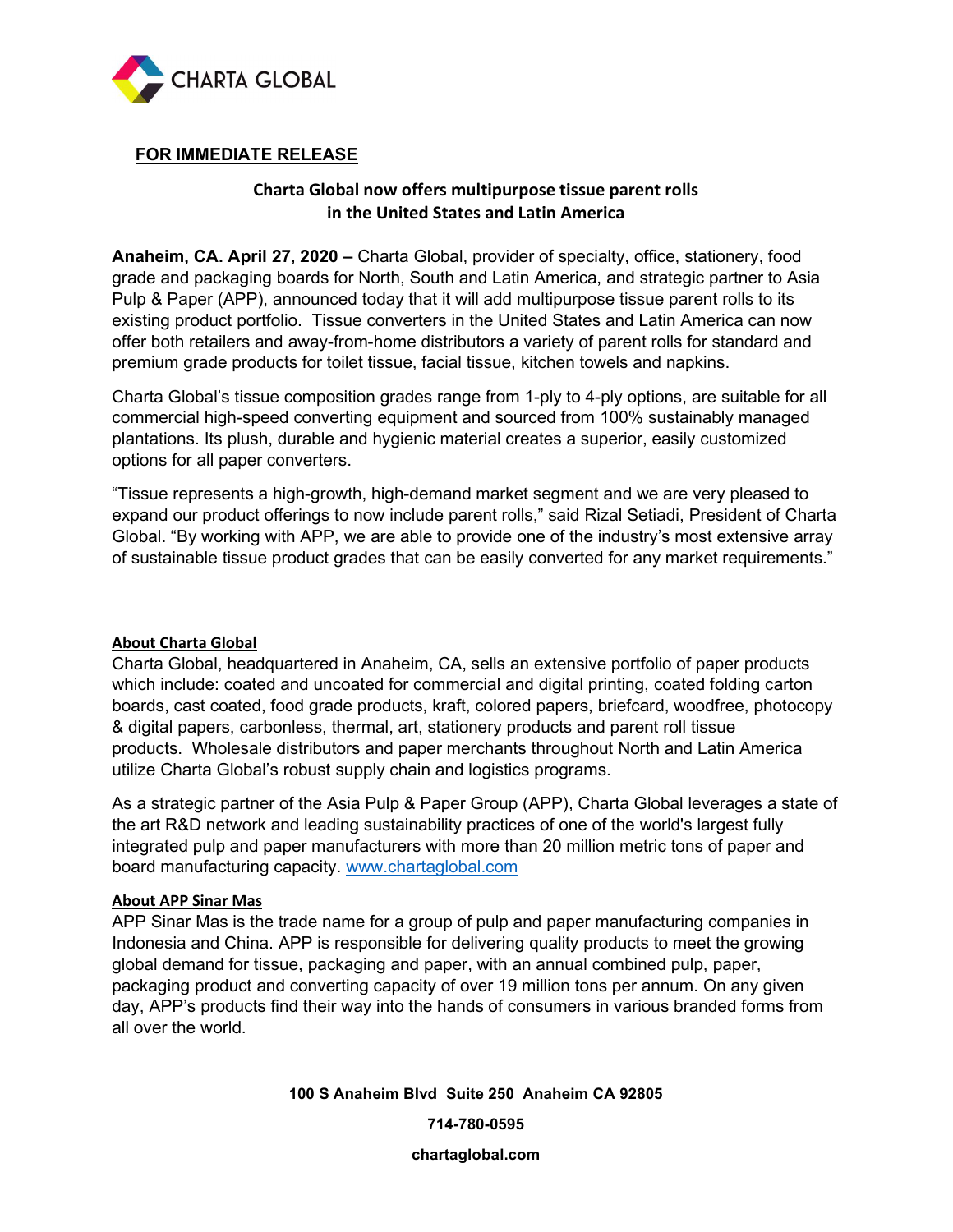CHARTA GLOBAL

**FOR IMMEDIATE RELEASE**

## Charta Global now offers multipurpose tissue parent rolls in the United States and Latin America

**Anaheim, CA. April 27, 2020 –** Charta Global, provider of specialty, office, stationery, food grade and packaging boards for North, South and Latin America, and strategic partner to Asia Pulp & Paper (APP), announced today that it will add multipurpose tissue parent rolls to its existing product portfolio. Tissue converters in the United States and Latin America can now offer both retailers and away-from-home distributors a variety of parent rolls for standard and premium grade products for toilet tissue, facial tissue, kitchen towels and napkins.

Charta Global's tissue composition grades range from 1-ply to 4-ply options, are suitable for all commercial high-speed converting equipment and sourced from 100% sustainably managed plantations. Its plush, durable and hygienic material creates a superior, easily customized options for all paper converters.

"Tissue represents a high-growth, high-demand market segment and we are very pleased to expand our product offerings to now include parent rolls," said Rizal Setiadi, President of Charta Global. "By working with APP, we are able to provide one of the industry's most extensive array of sustainable tissue product grades that can be easily converted for any market requirements."

### About Charta Global

Charta Global, headquartered in Anaheim, CA, sells an extensive portfolio of paper products which include: coated and uncoated for commercial and digital printing, coated folding carton boards, cast coated, food grade products, kraft, colored papers, briefcard, woodfree, photocopy & digital papers, carbonless, thermal, art, stationery products and parent roll tissue products. Wholesale distributors and paper merchants throughout North and Latin America utilize Charta Global's robust supply chain and logistics programs.

As a strategic partner of the Asia Pulp & Paper Group (APP), Charta Global leverages a state of the art R&D network and leading sustainability practices of one of the world's largest fully integrated pulp and paper manufacturers with more than 20 million metric tons of paper and board manufacturing capacity. www.chartaglobal.com

### About APP Sinar Mas

APP Sinar Mas is the trade name for a group of pulp and paper manufacturing companies in Indonesia and China. APP is responsible for delivering quality products to meet the growing global demand for tissue, packaging and paper, with an annual combined pulp, paper, packaging product and converting capacity of over 19 million tons per annum. On any given day, APP's products find their way into the hands of consumers in various branded forms from all over the world.

**100 S Anaheim Blvd Suite 250 Anaheim CA 92805**

**714-780-0595**

**chartaglobal.com**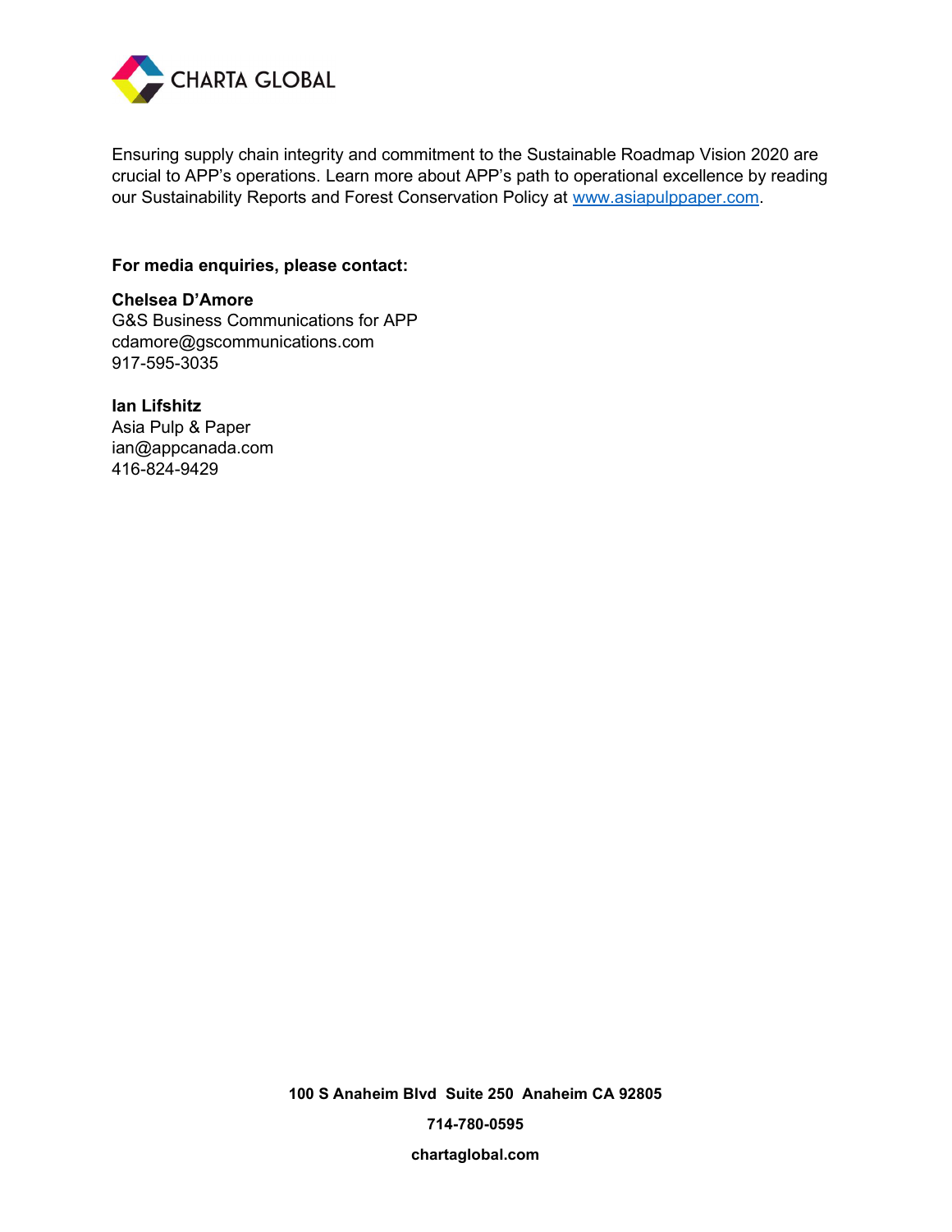Ensuring supply chain integrity and commitment to the Sustainable Roadmap Vision 2020 are crucial to APP's operations. Learn more about APP's path to operational excellence by reading our Sustainability Reports and Forest Conservation Policy at www.asiapulppaper.com.

**For media enquiries, please contact:**

**Chelsea D'Amore**
G&S Business Communications for APP
cdamore@gscommunications.com
917-595-3035

**Ian Lifshitz**
Asia Pulp & Paper
ian@appcanada.com
416-824-9429